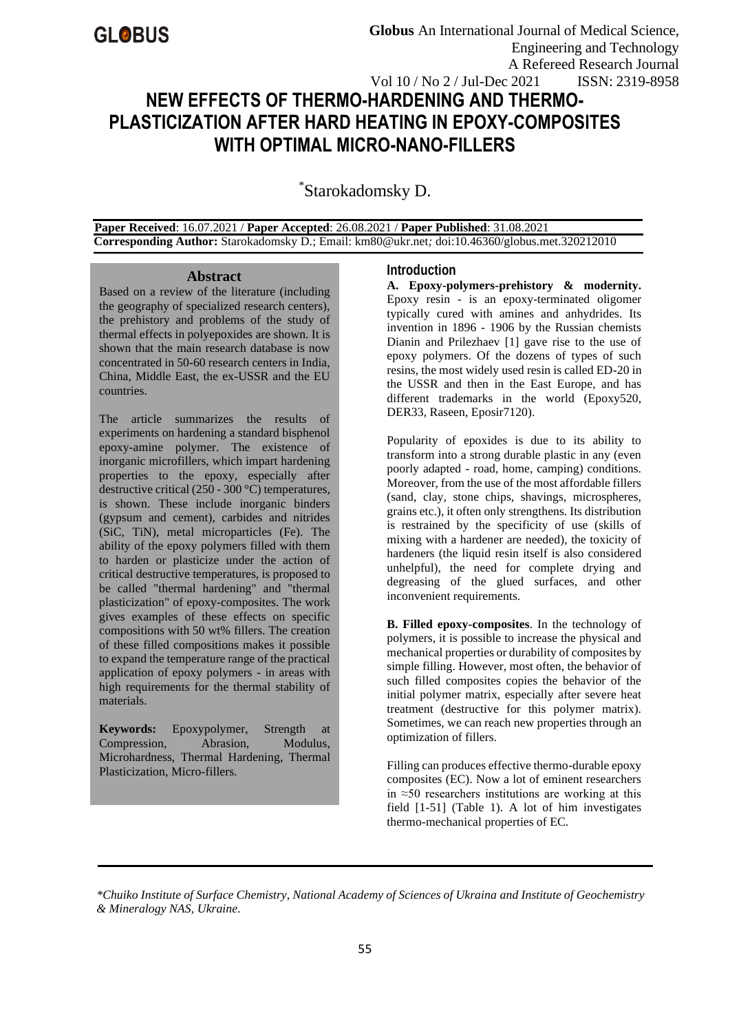# NEW EFFECTS OF THERMO-HARDENING AND THERMO-PLASTICIZATION AFTER HARD HEATING IN EPOXY-COMPOSITES WITH OPTIMAL MICRO-NANO-FILLERS

*Starokadomsky D.

**Paper Received**: 16.07.2021 / **Paper Accepted**: 26.08.2021 / **Paper Published**: 31.08.2021
**Corresponding Author:** Starokadomsky D.; Email: km80@ukr.net; doi:10.46360/globus.met.320212010

## Abstract

Based on a review of the literature (including the geography of specialized research centers), the prehistory and problems of the study of thermal effects in polyepoxides are shown. It is shown that the main research database is now concentrated in 50-60 research centers in India, China, Middle East, the ex-USSR and the EU countries.

The article summarizes the results of experiments on hardening a standard bisphenol epoxy-amine polymer. The existence of inorganic microfillers, which impart hardening properties to the epoxy, especially after destructive critical (250 - 300 °C) temperatures, is shown. These include inorganic binders (gypsum and cement), carbides and nitrides (SiC, TiN), metal microparticles (Fe). The ability of the epoxy polymers filled with them to harden or plasticize under the action of critical destructive temperatures, is proposed to be called "thermal hardening" and "thermal plasticization" of epoxy-composites. The work gives examples of these effects on specific compositions with 50 wt% fillers. The creation of these filled compositions makes it possible to expand the temperature range of the practical application of epoxy polymers - in areas with high requirements for the thermal stability of materials.

**Keywords:** Epoxypolymer, Strength at Compression, Abrasion, Modulus, Microhardness, Thermal Hardening, Thermal Plasticization, Micro-fillers.

## Introduction

**A. Epoxy-polymers-prehistory & modernity.** Epoxy resin - is an epoxy-terminated oligomer typically cured with amines and anhydrides. Its invention in 1896 - 1906 by the Russian chemists Dianin and Prilezhaev [1] gave rise to the use of epoxy polymers. Of the dozens of types of such resins, the most widely used resin is called ED-20 in the USSR and then in the East Europe, and has different trademarks in the world (Epoxy520, DER33, Raseen, Eposir7120).

Popularity of epoxides is due to its ability to transform into a strong durable plastic in any (even poorly adapted - road, home, camping) conditions. Moreover, from the use of the most affordable fillers (sand, clay, stone chips, shavings, microspheres, grains etc.), it often only strengthens. Its distribution is restrained by the specificity of use (skills of mixing with a hardener are needed), the toxicity of hardeners (the liquid resin itself is also considered unhelpful), the need for complete drying and degreasing of the glued surfaces, and other inconvenient requirements.

**B. Filled epoxy-composites**. In the technology of polymers, it is possible to increase the physical and mechanical properties or durability of composites by simple filling. However, most often, the behavior of such filled composites copies the behavior of the initial polymer matrix, especially after severe heat treatment (destructive for this polymer matrix). Sometimes, we can reach new properties through an optimization of fillers.

Filling can produces effective thermo-durable epoxy composites (EC). Now a lot of eminent researchers in ≈50 researchers institutions are working at this field [1-51] (Table 1). A lot of him investigates thermo-mechanical properties of EC.

*\*Chuiko Institute of Surface Chemistry, National Academy of Sciences of Ukraina and Institute of Geochemistry & Mineralogy NAS, Ukraine.*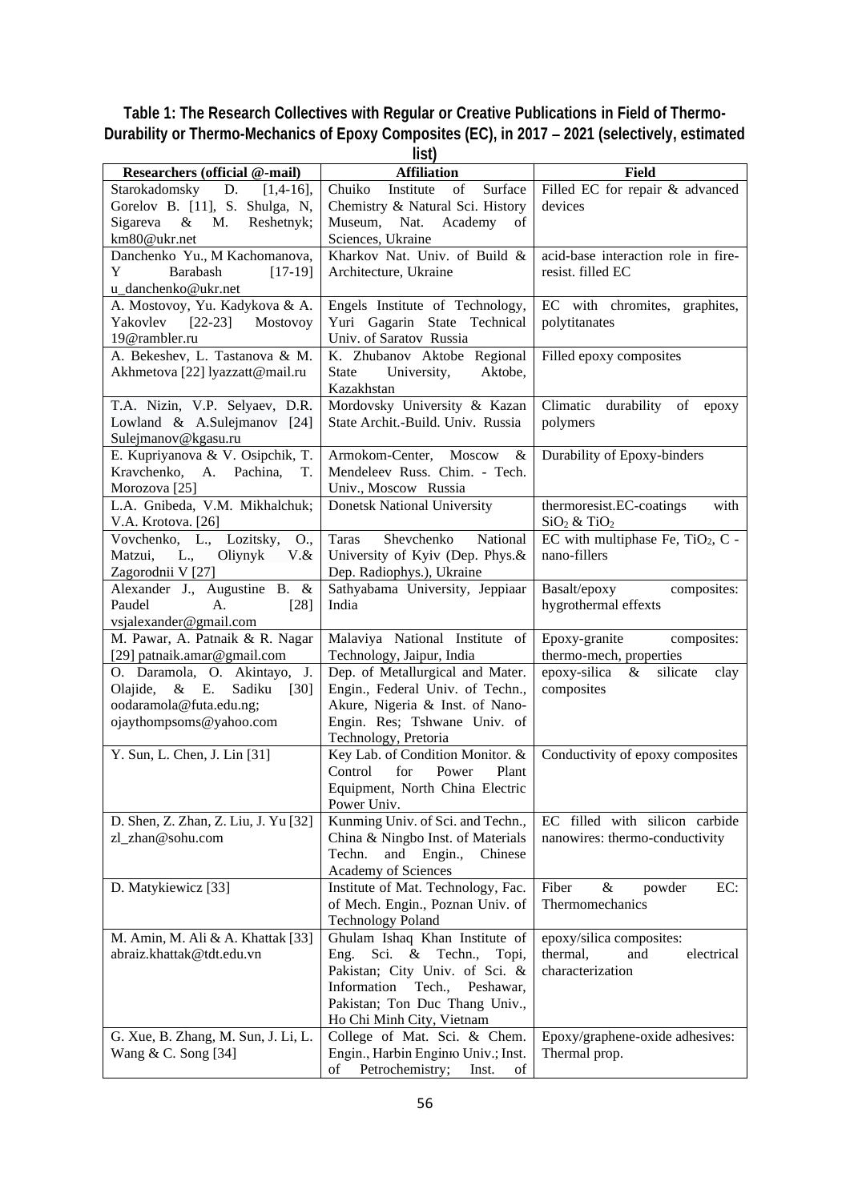**Table 1: The Research Collectives with Regular or Creative Publications in Field of Thermo-Durability or Thermo-Mechanics of Epoxy Composites (EC), in 2017 – 2021 (selectively, estimated list)**

| Researchers (official @-mail) | Affiliation | Field |
|---|---|---|
| Starokadomsky D. [1,4-16], Gorelov B. [11], S. Shulga, N, Sigareva & M. Reshetnyk; km80@ukr.net | Chuiko Institute of Surface Chemistry & Natural Sci. History Museum, Nat. Academy of Sciences, Ukraine | Filled EC for repair & advanced devices |
| Danchenko Yu., M Kachomanova, Y Barabash [17-19] u_danchenko@ukr.net | Kharkov Nat. Univ. of Build & Architecture, Ukraine | acid-base interaction role in fire-resist. filled EC |
| A. Mostovoy, Yu. Kadykova & A. Yakovlev [22-23] Mostovoy 19@rambler.ru | Engels Institute of Technology, Yuri Gagarin State Technical Univ. of Saratov Russia | EC with chromites, graphites, polytitanates |
| A. Bekeshev, L. Tastanova & M. Akhmetova [22] lyazzatt@mail.ru | K. Zhubanov Aktobe Regional State University, Aktobe, Kazakhstan | Filled epoxy composites |
| T.A. Nizin, V.P. Selyaev, D.R. Lowland & A.Sulejmanov [24] Sulejmanov@kgasu.ru | Mordovsky University & Kazan State Archit.-Build. Univ. Russia | Climatic durability of epoxy polymers |
| E. Kupriyanova & V. Osipchik, T. Kravchenko, A. Pachina, T. Morozova [25] | Armokom-Center, Moscow & Mendeleev Russ. Chim. - Tech. Univ., Moscow Russia | Durability of Epoxy-binders |
| L.A. Gnibeda, V.M. Mikhalchuk; V.A. Krotova. [26] | Donetsk National University | thermoresist.EC-coatings with $SiO_2$ & $TiO_2$ |
| Vovchenko, L., Lozitsky, O., Matzui, L., Oliynyk V.& Zagorodnii V [27] | Taras Shevchenko National University of Kyiv (Dep. Phys.& Dep. Radiophys.), Ukraine | EC with multiphase Fe, $TiO_2$, C - nano-fillers |
| Alexander J., Augustine B. & Paudel A. [28] vsjalexander@gmail.com | Sathyabama University, Jeppiaar India | Basalt/epoxy composites: hygrothermal effexts |
| M. Pawar, A. Patnaik & R. Nagar [29] patnaik.amar@gmail.com | Malaviya National Institute of Technology, Jaipur, India | Epoxy-granite composites: thermo-mech, properties |
| O. Daramola, O. Akintayo, J. Olajide, & E. Sadiku [30] oodaramola@futa.edu.ng; ojaythompsoms@yahoo.com | Dep. of Metallurgical and Mater. Engin., Federal Univ. of Techn., Akure, Nigeria & Inst. of Nano-Engin. Res; Tshwane Univ. of Technology, Pretoria | epoxy-silica & silicate clay composites |
| Y. Sun, L. Chen, J. Lin [31] | Key Lab. of Condition Monitor. & Control for Power Plant Equipment, North China Electric Power Univ. | Conductivity of epoxy composites |
| D. Shen, Z. Zhan, Z. Liu, J. Yu [32] zl_zhan@sohu.com | Kunming Univ. of Sci. and Techn., China & Ningbo Inst. of Materials Techn. and Engin., Chinese Academy of Sciences | EC filled with silicon carbide nanowires: thermo-conductivity |
| D. Matykiewicz [33] | Institute of Mat. Technology, Fac. of Mech. Engin., Poznan Univ. of Technology Poland | Fiber & powder EC: Thermomechanics |
| M. Amin, M. Ali & A. Khattak [33] abraiz.khattak@tdt.edu.vn | Ghulam Ishaq Khan Institute of Eng. Sci. & Techn., Topi, Pakistan; City Univ. of Sci. & Information Tech., Peshawar, Pakistan; Ton Duc Thang Univ., Ho Chi Minh City, Vietnam | epoxy/silica composites: thermal, and electrical characterization |
| G. Xue, B. Zhang, M. Sun, J. Li, L. Wang & C. Song [34] | College of Mat. Sci. & Chem. Engin., Harbin Engino Univ.; Inst. of Petrochemistry; Inst. of | Epoxy/graphene-oxide adhesives: Thermal prop. |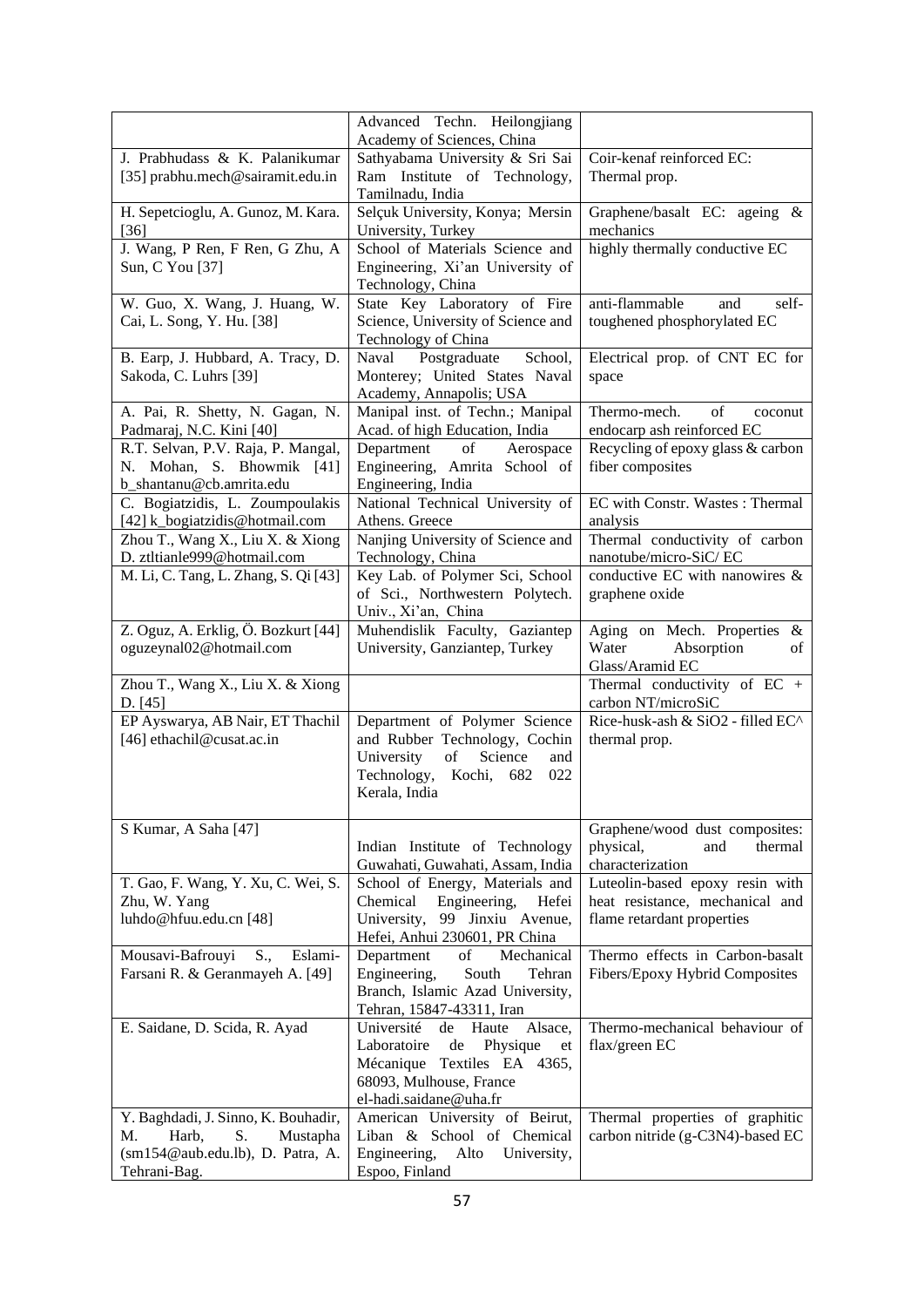| | | |
|---|---|---|
| | Advanced Techn. Heilongjiang Academy of Sciences, China | |
| J. Prabhudass & K. Palanikumar [35] prabhu.mech@sairamit.edu.in | Sathyabama University & Sri Sai Ram Institute of Technology, Tamilnadu, India | Coir-kenaf reinforced EC: Thermal prop. |
| H. Sepetcioglu, A. Gunoz, M. Kara. [36] | Selçuk University, Konya; Mersin University, Turkey | Graphene/basalt EC: ageing & mechanics |
| J. Wang, P Ren, F Ren, G Zhu, A Sun, C You [37] | School of Materials Science and Engineering, Xi'an University of Technology, China | highly thermally conductive EC |
| W. Guo, X. Wang, J. Huang, W. Cai, L. Song, Y. Hu. [38] | State Key Laboratory of Fire Science, University of Science and Technology of China | anti-flammable and self-toughened phosphorylated EC |
| B. Earp, J. Hubbard, A. Tracy, D. Sakoda, C. Luhrs [39] | Naval Postgraduate School, Monterey; United States Naval Academy, Annapolis; USA | Electrical prop. of CNT EC for space |
| A. Pai, R. Shetty, N. Gagan, N. Padmaraj, N.C. Kini [40] | Manipal inst. of Techn.; Manipal Acad. of high Education, India | Thermo-mech. of coconut endocarp ash reinforced EC |
| R.T. Selvan, P.V. Raja, P. Mangal, N. Mohan, S. Bhowmik [41] b_shantanu@cb.amrita.edu | Department of Aerospace Engineering, Amrita School of Engineering, India | Recycling of epoxy glass & carbon fiber composites |
| C. Bogiatzidis, L. Zoumpoulakis [42] k_bogiatzidis@hotmail.com | National Technical University of Athens. Greece | EC with Constr. Wastes : Thermal analysis |
| Zhou T., Wang X., Liu X. & Xiong D. ztltianle999@hotmail.com | Nanjing University of Science and Technology, China | Thermal conductivity of carbon nanotube/micro-SiC/ EC |
| M. Li, C. Tang, L. Zhang, S. Qi [43] | Key Lab. of Polymer Sci, School of Sci., Northwestern Polytech. Univ., Xi'an, China | conductive EC with nanowires & graphene oxide |
| Z. Oguz, A. Erklig, Ö. Bozkurt [44] oguzeynal02@hotmail.com | Muhendislik Faculty, Gaziantep University, Ganziantep, Turkey | Aging on Mech. Properties & Water Absorption of Glass/Aramid EC |
| Zhou T., Wang X., Liu X. & Xiong D. [45] | | Thermal conductivity of EC + carbon NT/microSiC |
| EP Ayswarya, AB Nair, ET Thachil [46] ethachil@cusat.ac.in | Department of Polymer Science and Rubber Technology, Cochin University of Science and Technology, Kochi, 682 022 Kerala, India | Rice-husk-ash & $SiO_2$ - filled EC^ thermal prop. |
| S Kumar, A Saha [47] | Indian Institute of Technology Guwahati, Guwahati, Assam, India | Graphene/wood dust composites: physical, and thermal characterization |
| T. Gao, F. Wang, Y. Xu, C. Wei, S. Zhu, W. Yang luhdo@hfuu.edu.cn [48] | School of Energy, Materials and Chemical Engineering, Hefei University, 99 Jinxiu Avenue, Hefei, Anhui 230601, PR China | Luteolin-based epoxy resin with heat resistance, mechanical and flame retardant properties |
| Mousavi-Bafrouyi S., Eslami-Farsani R. & Geranmayeh A. [49] | Department of Mechanical Engineering, South Tehran Branch, Islamic Azad University, Tehran, 15847-43311, Iran | Thermo effects in Carbon-basalt Fibers/Epoxy Hybrid Composites |
| E. Saidane, D. Scida, R. Ayad | Université de Haute Alsace, Laboratoire de Physique et Mécanique Textiles EA 4365, 68093, Mulhouse, France el-hadi.saidane@uha.fr | Thermo-mechanical behaviour of flax/green EC |
| Y. Baghdadi, J. Sinno, K. Bouhadir, M. Harb, S. Mustapha (sm154@aub.edu.lb), D. Patra, A. Tehrani-Bag. | American University of Beirut, Liban & School of Chemical Engineering, Alto University, Espoo, Finland | Thermal properties of graphitic carbon nitride (g-$C_3N_4$)-based EC |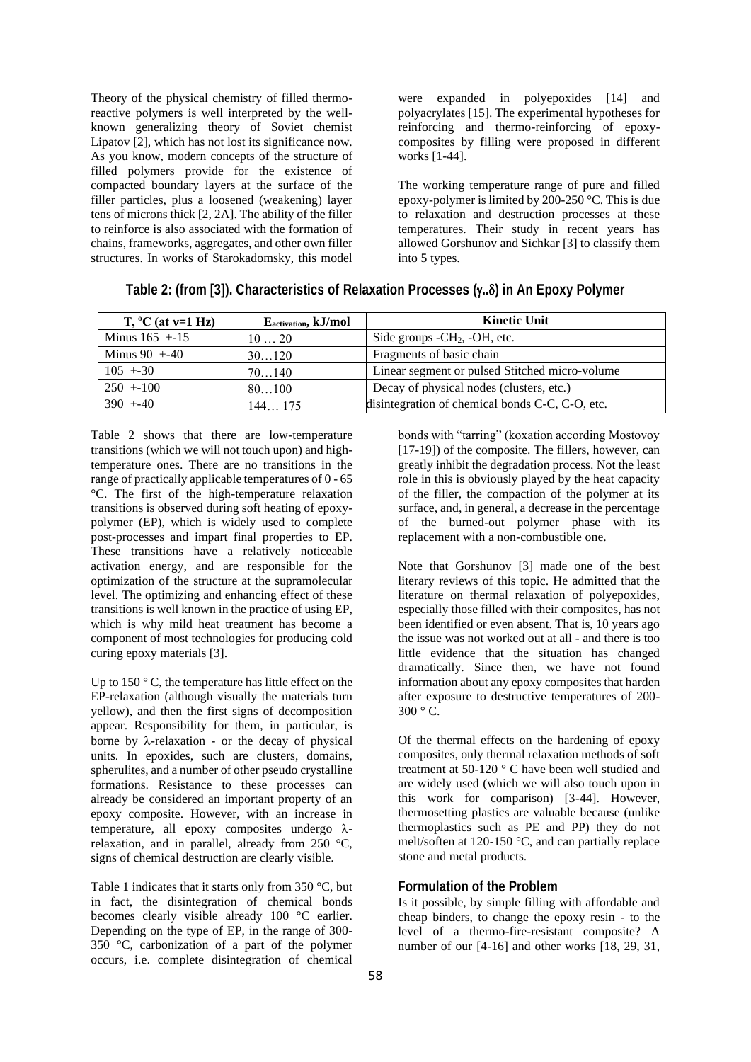Theory of the physical chemistry of filled thermo-reactive polymers is well interpreted by the well-known generalizing theory of Soviet chemist Lipatov [2], which has not lost its significance now. As you know, modern concepts of the structure of filled polymers provide for the existence of compacted boundary layers at the surface of the filler particles, plus a loosened (weakening) layer tens of microns thick [2, 2A]. The ability of the filler to reinforce is also associated with the formation of chains, frameworks, aggregates, and other own filler structures. In works of Starokadomsky, this model were expanded in polyepoxides [14] and polyacrylates [15]. The experimental hypotheses for reinforcing and thermo-reinforcing of epoxy-composites by filling were proposed in different works [1-44].

The working temperature range of pure and filled epoxy-polymer is limited by 200-250 °C. This is due to relaxation and destruction processes at these temperatures. Their study in recent years has allowed Gorshunov and Sichkar [3] to classify them into 5 types.

**Table 2: (from [3]). Characteristics of Relaxation Processes (γ..δ) in An Epoxy Polymer**

| T, °C (at ν=1 Hz) | $E_{activation}$, kJ/mol | Kinetic Unit |
|---|---|---|
| Minus 165 +-15 | 10 … 20 | Side groups -$CH_2$, -OH, etc. |
| Minus 90 +-40 | 30…120 | Fragments of basic chain |
| 105 +-30 | 70…140 | Linear segment or pulsed Stitched micro-volume |
| 250 +-100 | 80…100 | Decay of physical nodes (clusters, etc.) |
| 390 +-40 | 144… 175 | disintegration of chemical bonds C-C, C-O, etc. |

Table 2 shows that there are low-temperature transitions (which we will not touch upon) and high-temperature ones. There are no transitions in the range of practically applicable temperatures of 0 - 65 °C. The first of the high-temperature relaxation transitions is observed during soft heating of epoxy-polymer (EP), which is widely used to complete post-processes and impart final properties to EP. These transitions have a relatively noticeable activation energy, and are responsible for the optimization of the structure at the supramolecular level. The optimizing and enhancing effect of these transitions is well known in the practice of using EP, which is why mild heat treatment has become a component of most technologies for producing cold curing epoxy materials [3].

Up to 150 ° C, the temperature has little effect on the EP-relaxation (although visually the materials turn yellow), and then the first signs of decomposition appear. Responsibility for them, in particular, is borne by λ-relaxation - or the decay of physical units. In epoxides, such are clusters, domains, spherulites, and a number of other pseudo crystalline formations. Resistance to these processes can already be considered an important property of an epoxy composite. However, with an increase in temperature, all epoxy composites undergo λ-relaxation, and in parallel, already from 250 °C, signs of chemical destruction are clearly visible.

Table 1 indicates that it starts only from 350 °C, but in fact, the disintegration of chemical bonds becomes clearly visible already 100 °C earlier. Depending on the type of EP, in the range of 300-350 °C, carbonization of a part of the polymer occurs, i.e. complete disintegration of chemical bonds with "tarring" (koxation according Mostovoy [17-19]) of the composite. The fillers, however, can greatly inhibit the degradation process. Not the least role in this is obviously played by the heat capacity of the filler, the compaction of the polymer at its surface, and, in general, a decrease in the percentage of the burned-out polymer phase with its replacement with a non-combustible one.

Note that Gorshunov [3] made one of the best literary reviews of this topic. He admitted that the literature on thermal relaxation of polyepoxides, especially those filled with their composites, has not been identified or even absent. That is, 10 years ago the issue was not worked out at all - and there is too little evidence that the situation has changed dramatically. Since then, we have not found information about any epoxy composites that harden after exposure to destructive temperatures of 200-300 ° C.

Of the thermal effects on the hardening of epoxy composites, only thermal relaxation methods of soft treatment at 50-120 ° C have been well studied and are widely used (which we will also touch upon in this work for comparison) [3-44]. However, thermosetting plastics are valuable because (unlike thermoplastics such as PE and PP) they do not melt/soften at 120-150 °C, and can partially replace stone and metal products.

## Formulation of the Problem

Is it possible, by simple filling with affordable and cheap binders, to change the epoxy resin - to the level of a thermo-fire-resistant composite? A number of our [4-16] and other works [18, 29, 31,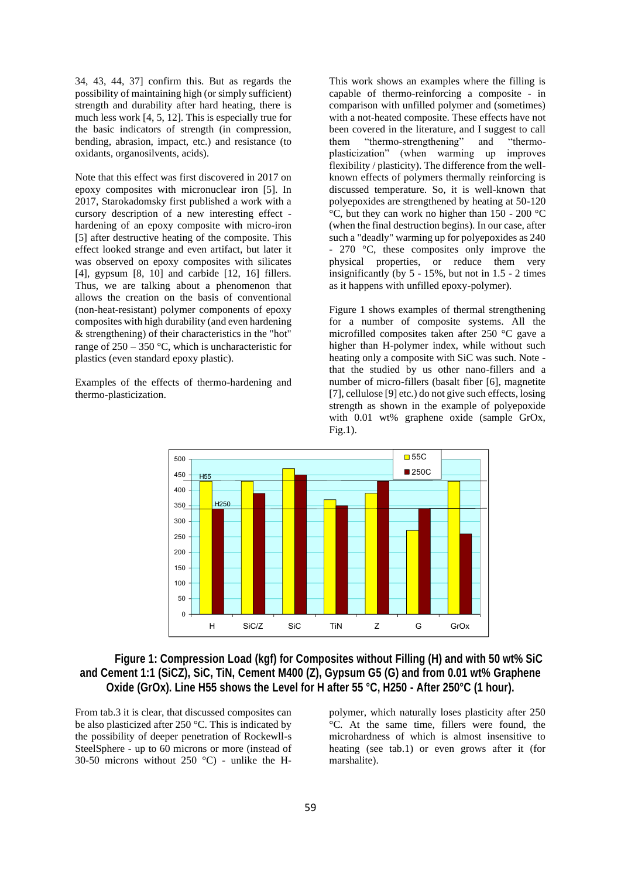34, 43, 44, 37] confirm this. But as regards the possibility of maintaining high (or simply sufficient) strength and durability after hard heating, there is much less work [4, 5, 12]. This is especially true for the basic indicators of strength (in compression, bending, abrasion, impact, etc.) and resistance (to oxidants, organosilvents, acids).

Note that this effect was first discovered in 2017 on epoxy composites with micronuclear iron [5]. In 2017, Starokadomsky first published a work with a cursory description of a new interesting effect - hardening of an epoxy composite with micro-iron [5] after destructive heating of the composite. This effect looked strange and even artifact, but later it was observed on epoxy composites with silicates [4], gypsum [8, 10] and carbide [12, 16] fillers. Thus, we are talking about a phenomenon that allows the creation on the basis of conventional (non-heat-resistant) polymer components of epoxy composites with high durability (and even hardening & strengthening) of their characteristics in the "hot" range of 250 – 350 °C, which is uncharacteristic for plastics (even standard epoxy plastic).

Examples of the effects of thermo-hardening and thermo-plasticization.

This work shows an examples where the filling is capable of thermo-reinforcing a composite - in comparison with unfilled polymer and (sometimes) with a not-heated composite. These effects have not been covered in the literature, and I suggest to call them "thermo-strengthening" and "thermo-plasticization" (when warming up improves flexibility / plasticity). The difference from the well-known effects of polymers thermally reinforcing is discussed temperature. So, it is well-known that polyepoxides are strengthened by heating at 50-120 °C, but they can work no higher than 150 - 200 °C (when the final destruction begins). In our case, after such a "deadly" warming up for polyepoxides as 240 - 270 °C, these composites only improve the physical properties, or reduce them very insignificantly (by 5 - 15%, but not in 1.5 - 2 times as it happens with unfilled epoxy-polymer).

Figure 1 shows examples of thermal strengthening for a number of composite systems. All the microfilled composites taken after 250 °C gave a higher than H-polymer index, while without such heating only a composite with SiC was such. Note - that the studied by us other nano-fillers and a number of micro-fillers (basalt fiber [6], magnetite [7], cellulose [9] etc.) do not give such effects, losing strength as shown in the example of polyepoxide with 0.01 wt% graphene oxide (sample GrOx, Fig.1).

**Figure 1: Compression Load (kgf) for Composites without Filling (H) and with 50 wt% SiC and Cement 1:1 (SiCZ), SiC, TiN, Cement M400 (Z), Gypsum G5 (G) and from 0.01 wt% Graphene Oxide (GrOx). Line H55 shows the Level for H after 55 °C, H250 - After 250°C (1 hour).**

From tab.3 it is clear, that discussed composites can be also plasticized after 250 °C. This is indicated by the possibility of deeper penetration of Rockewll-s SteelSphere - up to 60 microns or more (instead of 30-50 microns without 250 °C) - unlike the H-polymer, which naturally loses plasticity after 250 °C. At the same time, fillers were found, the microhardness of which is almost insensitive to heating (see tab.1) or even grows after it (for marshalite).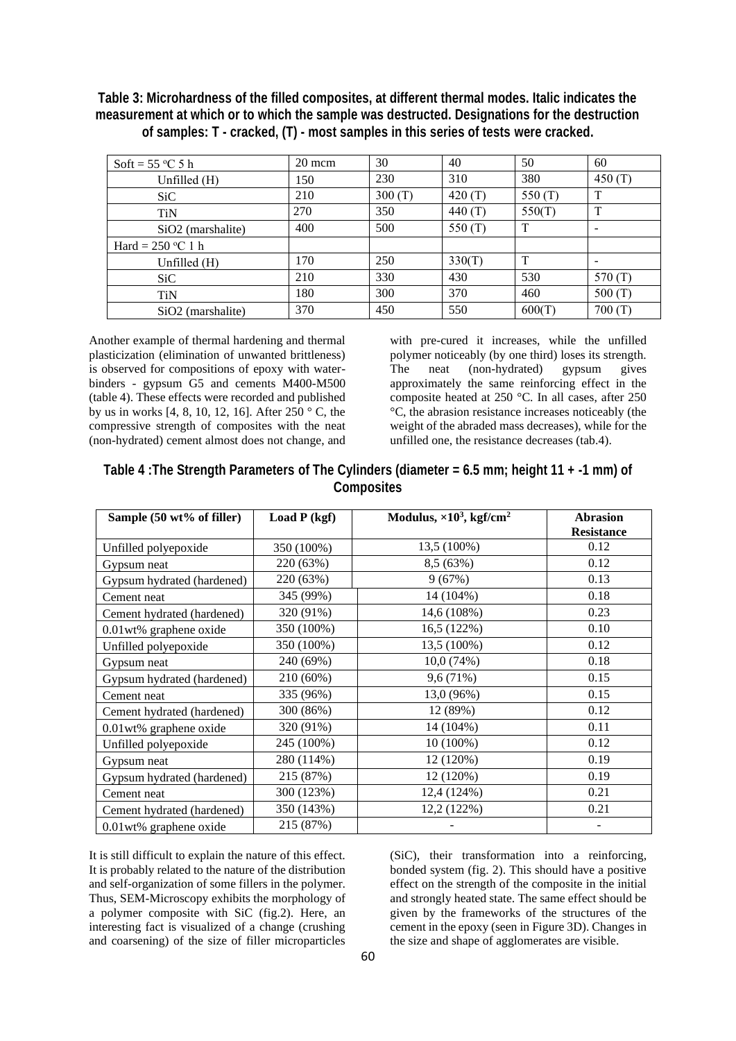**Table 3: Microhardness of the filled composites, at different thermal modes. Italic indicates the measurement at which or to which the sample was destructed. Designations for the destruction of samples: T - cracked, (T) - most samples in this series of tests were cracked.**

| Soft = 55 °C 5 h | 20 mcm | 30 | 40 | 50 | 60 |
|---|---|---|---|---|---|
| Unfilled (H) | 150 | 230 | 310 | 380 | 450 (T) |
| SiC | 210 | 300 (T) | 420 (T) | 550 (T) | T |
| TiN | 270 | 350 | 440 (T) | 550(T) | T |
| SiO2 (marshalite) | 400 | 500 | 550 (T) | T | - |
| Hard = 250 °C 1 h | | | | | |
| Unfilled (H) | 170 | 250 | 330(T) | T | - |
| SiC | 210 | 330 | 430 | 530 | 570 (T) |
| TiN | 180 | 300 | 370 | 460 | 500 (T) |
| SiO2 (marshalite) | 370 | 450 | 550 | 600(T) | 700 (T) |

Another example of thermal hardening and thermal plasticization (elimination of unwanted brittleness) is observed for compositions of epoxy with water-binders - gypsum G5 and cements M400-M500 (table 4). These effects were recorded and published by us in works [4, 8, 10, 12, 16]. After 250 ° C, the compressive strength of composites with the neat (non-hydrated) cement almost does not change, and with pre-cured it increases, while the unfilled polymer noticeably (by one third) loses its strength. The neat (non-hydrated) gypsum gives approximately the same reinforcing effect in the composite heated at 250 °C. In all cases, after 250 °C, the abrasion resistance increases noticeably (the weight of the abraded mass decreases), while for the unfilled one, the resistance decreases (tab.4).

**Table 4 :The Strength Parameters of The Cylinders (diameter = 6.5 mm; height 11 + -1 mm) of Composites**

| Sample (50 wt% of filler) | Load P (kgf) | Modulus, $\times 10^3$, kgf/cm$^2$ | Abrasion Resistance |
|---|---|---|---|
| Unfilled polyepoxide | 350 (100%) | 13,5 (100%) | 0.12 |
| Gypsum neat | 220 (63%) | 8,5 (63%) | 0.12 |
| Gypsum hydrated (hardened) | 220 (63%) | 9 (67%) | 0.13 |
| Cement neat | 345 (99%) | 14 (104%) | 0.18 |
| Cement hydrated (hardened) | 320 (91%) | 14,6 (108%) | 0.23 |
| 0.01wt% graphene oxide | 350 (100%) | 16,5 (122%) | 0.10 |
| Unfilled polyepoxide | 350 (100%) | 13,5 (100%) | 0.12 |
| Gypsum neat | 240 (69%) | 10,0 (74%) | 0.18 |
| Gypsum hydrated (hardened) | 210 (60%) | 9,6 (71%) | 0.15 |
| Cement neat | 335 (96%) | 13,0 (96%) | 0.15 |
| Cement hydrated (hardened) | 300 (86%) | 12 (89%) | 0.12 |
| 0.01wt% graphene oxide | 320 (91%) | 14 (104%) | 0.11 |
| Unfilled polyepoxide | 245 (100%) | 10 (100%) | 0.12 |
| Gypsum neat | 280 (114%) | 12 (120%) | 0.19 |
| Gypsum hydrated (hardened) | 215 (87%) | 12 (120%) | 0.19 |
| Cement neat | 300 (123%) | 12,4 (124%) | 0.21 |
| Cement hydrated (hardened) | 350 (143%) | 12,2 (122%) | 0.21 |
| 0.01wt% graphene oxide | 215 (87%) | - | - |

It is still difficult to explain the nature of this effect. It is probably related to the nature of the distribution and self-organization of some fillers in the polymer. Thus, SEM-Microscopy exhibits the morphology of a polymer composite with SiC (fig.2). Here, an interesting fact is visualized of a change (crushing and coarsening) of the size of filler microparticles (SiC), their transformation into a reinforcing, bonded system (fig. 2). This should have a positive effect on the strength of the composite in the initial and strongly heated state. The same effect should be given by the frameworks of the structures of the cement in the epoxy (seen in Figure 3D). Changes in the size and shape of agglomerates are visible.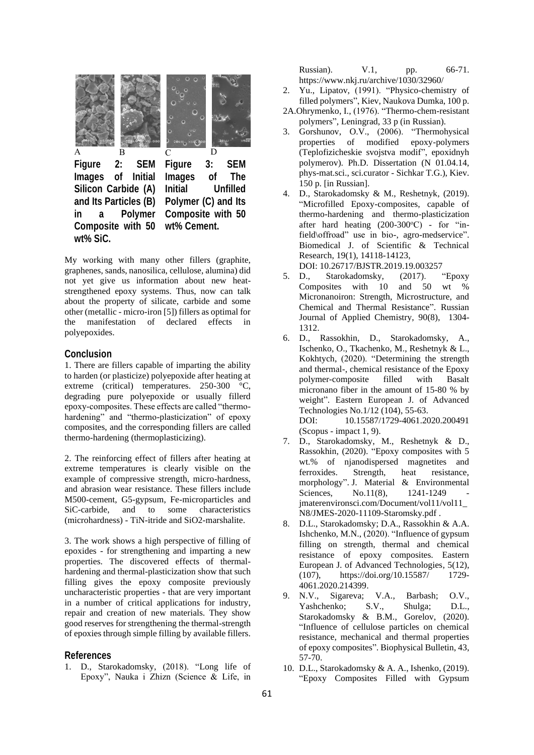A B C D

**Figure 2: SEM Images of Initial Silicon Carbide (A) and Its Particles (B) in a Polymer Composite with 50 wt% SiC.**

**Figure 3: SEM Images of The Initial Unfilled Polymer (C) and Its Composite with 50 wt% Cement.**

My working with many other fillers (graphite, graphenes, sands, nanosilica, cellulose, alumina) did not yet give us information about new heat-strengthened epoxy systems. Thus, now can talk about the property of silicate, carbide and some other (metallic - micro-iron [5]) fillers as optimal for the manifestation of declared effects in polyepoxides.

## Conclusion

1. There are fillers capable of imparting the ability to harden (or plasticize) polyepoxide after heating at extreme (critical) temperatures. 250-300 °C, degrading pure polyepoxide or usually fillerd epoxy-composites. These effects are called "thermo-hardening" and "thermo-plasticization" of epoxy composites, and the corresponding fillers are called thermo-hardening (thermoplasticizing).

2. The reinforcing effect of fillers after heating at extreme temperatures is clearly visible on the example of compressive strength, micro-hardness, and abrasion wear resistance. These fillers include M500-cement, G5-gypsum, Fe-microparticles and SiC-carbide, and to some characteristics (microhardness) - TiN-itride and SiO2-marshalite.

3. The work shows a high perspective of filling of epoxides - for strengthening and imparting a new properties. The discovered effects of thermal-hardening and thermal-plasticization show that such filling gives the epoxy composite previously uncharacteristic properties - that are very important in a number of critical applications for industry, repair and creation of new materials. They show good reserves for strengthening the thermal-strength of epoxies through simple filling by available fillers.

## References

1. D., Starokadomsky, (2018). "Long life of Epoxy", Nauka i Zhizn (Science & Life, in Russian). V.1, pp. 66-71. https://www.nkj.ru/archive/1030/32960/
2. Yu., Lipatov, (1991). "Physico-chemistry of filled polymers", Kiev, Naukova Dumka, 100 p.

2A.Ohrymenko, I., (1976). "Thermo-chem-resistant polymers", Leningrad, 33 p (in Russian).

3. Gorshunov, O.V., (2006). "Thermohysical properties of modified epoxy-polymers (Teplofizicheskie svojstva modif", epoxidnyh polymerov). Ph.D. Dissertation (N 01.04.14, phys-mat.sci., sci.curator - Sichkar T.G.), Kiev. 150 p. [in Russian].
4. D., Starokadomsky & M., Reshetnyk, (2019). "Microfilled Epoxy-composites, capable of thermo-hardening and thermo-plasticization after hard heating (200-300°C) - for "in-field\offroad" use in bio-, agro-medservice". Biomedical J. of Scientific & Technical Research, 19(1), 14118-14123, DOI: 10.26717/BJSTR.2019.19.003257
5. D., Starokadomsky, (2017). "Epoxy Composites with 10 and 50 wt % Micronanoiron: Strength, Microstructure, and Chemical and Thermal Resistance". Russian Journal of Applied Chemistry, 90(8), 1304-1312.
6. D., Rassokhin, D., Starokadomsky, A., Ischenko, O., Tkachenko, M., Reshetnyk & L., Kokhtych, (2020). "Determining the strength and thermal-, chemical resistance of the Epoxy polymer-composite filled with Basalt micronano fiber in the amount of 15-80 % by weight". Eastern European J. of Advanced Technologies No.1/12 (104), 55-63. DOI: 10.15587/1729-4061.2020.200491 (Scopus - impact 1, 9).
7. D., Starokadomsky, M., Reshetnyk & D., Rassokhin, (2020). "Epoxy composites with 5 wt.% of njanodispersed magnetites and ferroxides. Strength, heat resistance, morphology". J. Material & Environmental Sciences, No.11(8), 1241-1249 - jmaterenvironsci.com/Document/vol11/vol11_N8/JMES-2020-11109-Staromsky.pdf .
8. D.L., Starokadomsky; D.A., Rassokhin & A.A. Ishchenko, M.N., (2020). "Influence of gypsum filling on strength, thermal and chemical resistance of epoxy composites. Eastern European J. of Advanced Technologies, 5(12), (107), https://doi.org/10.15587/ 1729-4061.2020.214399.
9. N.V., Sigareva; V.A., Barbash; O.V., Yashchenko; S.V., Shulga; D.L., Starokadomsky & B.M., Gorelov, (2020). "Influence of cellulose particles on chemical resistance, mechanical and thermal properties of epoxy composites". Biophysical Bulletin, 43, 57-70.
10. D.L., Starokadomsky & A. A., Ishenko, (2019). "Epoxy Composites Filled with Gypsum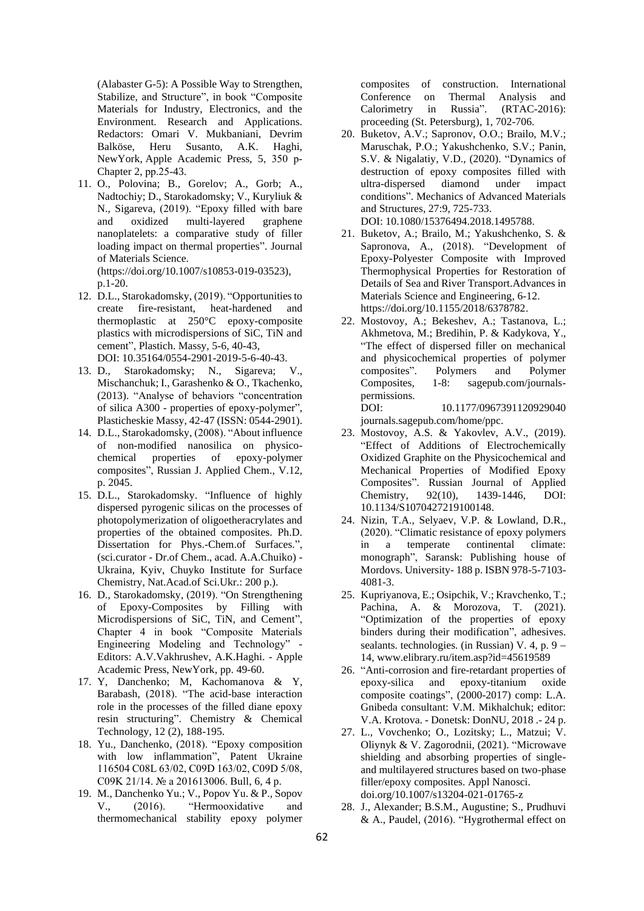(Alabaster G-5): A Possible Way to Strengthen, Stabilize, and Structure", in book "Composite Materials for Industry, Electronics, and the Environment. Research and Applications. Redactors: Omari V. Mukbaniani, Devrim Balköse, Heru Susanto, A.K. Haghi, NewYork, Apple Academic Press, 5, 350 p-Chapter 2, pp.25-43.

11. O., Polovina; B., Gorelov; A., Gorb; A., Nadtochiy; D., Starokadomsky; V., Kuryliuk & N., Sigareva, (2019). "Epoxy filled with bare and oxidized multi-layered graphene nanoplatelets: a comparative study of filler loading impact on thermal properties". Journal of Materials Science. (https://doi.org/10.1007/s10853-019-03523), p.1-20.
12. D.L., Starokadomsky, (2019). "Opportunities to create fire-resistant, heat-hardened and thermoplastic at 250°C epoxy-composite plastics with microdispersions of SiC, TiN and cement", Plastich. Massy, 5-6, 40-43, DOI: 10.35164/0554-2901-2019-5-6-40-43.
13. D., Starokadomsky; N., Sigareva; V., Mischanchuk; I., Garashenko & O., Tkachenko, (2013). "Analyse of behaviors "concentration of silica A300 - properties of epoxy-polymer", Plasticheskie Massy, 42-47 (ISSN: 0544-2901).
14. D.L., Starokadomsky, (2008). "About influence of non-modified nanosilica on physico-chemical properties of epoxy-polymer composites", Russian J. Applied Chem., V.12, p. 2045.
15. D.L., Starokadomsky. "Influence of highly dispersed pyrogenic silicas on the processes of photopolymerization of oligoetheracrylates and properties of the obtained composites. Ph.D. Dissertation for Phys.-Chem.of Surfaces.", (sci.curator - Dr.of Chem., acad. A.A.Chuiko) - Ukraina, Kyiv, Chuyko Institute for Surface Chemistry, Nat.Acad.of Sci.Ukr.: 200 p.).
16. D., Starokadomsky, (2019). "On Strengthening of Epoxy-Composites by Filling with Microdispersions of SiC, TiN, and Cement", Chapter 4 in book "Composite Materials Engineering Modeling and Technology" - Editors: A.V.Vakhrushev, A.K.Haghi. - Apple Academic Press, NewYork, pp. 49-60.
17. Y, Danchenko; M, Kachomanova & Y, Barabash, (2018). "The acid-base interaction role in the processes of the filled diane epoxy resin structuring". Chemistry & Chemical Technology, 12 (2), 188-195.
18. Yu., Danchenko, (2018). "Epoxy composition with low inflammation", Patent Ukraine 116504 C08L 63/02, C09D 163/02, C09D 5/08, C09K 21/14. № a 201613006. Bull, 6, 4 p.
19. M., Danchenko Yu.; V., Popov Yu. & P., Sopov V., (2016). "Hermooxidative and thermomechanical stability epoxy polymer composites of construction. International Conference on Thermal Analysis and Calorimetry in Russia". (RTAC-2016): proceeding (St. Petersburg), 1, 702-706.
20. Buketov, A.V.; Sapronov, O.O.; Brailo, M.V.; Maruschak, P.O.; Yakushchenko, S.V.; Panin, S.V. & Nigalatiy, V.D., (2020). "Dynamics of destruction of epoxy composites filled with ultra-dispersed diamond under impact conditions". Mechanics of Advanced Materials and Structures, 27:9, 725-733. DOI: 10.1080/15376494.2018.1495788.
21. Buketov, A.; Brailo, M.; Yakushchenko, S. & Sapronova, A., (2018). "Development of Epoxy-Polyester Composite with Improved Thermophysical Properties for Restoration of Details of Sea and River Transport.Advances in Materials Science and Engineering, 6-12. https://doi.org/10.1155/2018/6378782.
22. Mostovoy, A.; Bekeshev, A.; Tastanova, L.; Akhmetova, M.; Bredihin, P. & Kadykova, Y., "The effect of dispersed filler on mechanical and physicochemical properties of polymer composites". Polymers and Polymer Composites, 1-8: sagepub.com/journals-permissions. DOI: 10.1177/0967391120929040 journals.sagepub.com/home/ppc.
23. Mostovoy, A.S. & Yakovlev, A.V., (2019). "Effect of Additions of Electrochemically Oxidized Graphite on the Physicochemical and Mechanical Properties of Modified Epoxy Composites". Russian Journal of Applied Chemistry, 92(10), 1439-1446, DOI: 10.1134/S1070427219100148.
24. Nizin, T.A., Selyaev, V.P. & Lowland, D.R., (2020). "Climatic resistance of epoxy polymers in a temperate continental climate: monograph", Saransk: Publishing house of Mordovs. University- 188 p. ISBN 978-5-7103-4081-3.
25. Kupriyanova, E.; Osipchik, V.; Kravchenko, T.; Pachina, A. & Morozova, T. (2021). "Optimization of the properties of epoxy binders during their modification", adhesives. sealants. technologies. (in Russian) V. 4, p. 9 – 14, www.elibrary.ru/item.asp?id=45619589
26. "Anti-corrosion and fire-retardant properties of epoxy-silica and epoxy-titanium oxide composite coatings", (2000-2017) comp: L.A. Gnibeda consultant: V.M. Mikhalchuk; editor: V.A. Krotova. - Donetsk: DonNU, 2018 .- 24 p.
27. L., Vovchenko; O., Lozitsky; L., Matzui; V. Oliynyk & V. Zagorodnii, (2021). "Microwave shielding and absorbing properties of single- and multilayered structures based on two-phase filler/epoxy composites. Appl Nanosci. doi.org/10.1007/s13204-021-01765-z
28. J., Alexander; B.S.M., Augustine; S., Prudhuvi & A., Paudel, (2016). "Hygrothermal effect on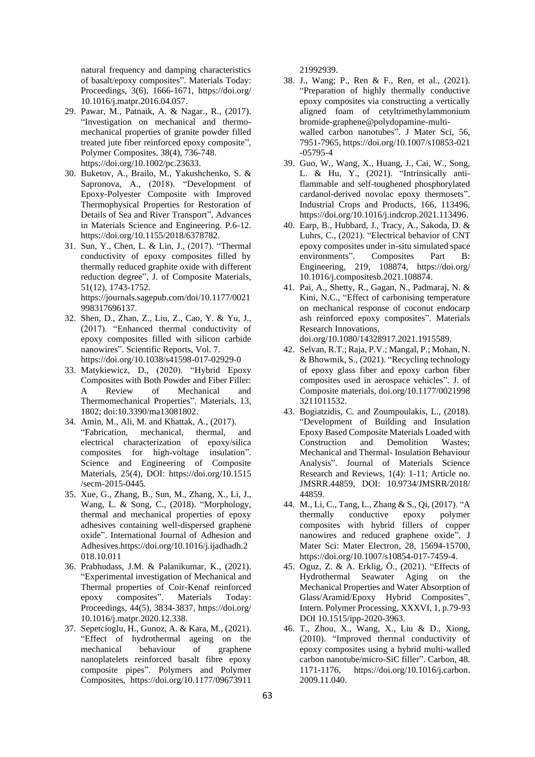natural frequency and damping characteristics of basalt/epoxy composites". Materials Today: Proceedings, 3(6), 1666-1671, https://doi.org/10.1016/j.matpr.2016.04.057.

29. Pawar, M., Patnaik, A. & Nagar., R., (2017). "Investigation on mechanical and thermo-mechanical properties of granite powder filled treated jute fiber reinforced epoxy composite", Polymer Composites. 38(4), 736-748. https://doi.org/10.1002/pc.23633.
30. Buketov, A., Brailo, M., Yakushchenko, S. & Sapronova, A., (2018). "Development of Epoxy-Polyester Composite with Improved Thermophysical Properties for Restoration of Details of Sea and River Transport", Advances in Materials Science and Engineering. P.6-12. https://doi.org/10.1155/2018/6378782.
31. Sun, Y., Chen, L. & Lin, J., (2017). "Thermal conductivity of epoxy composites filled by thermally reduced graphite oxide with different reduction degree", J. of Composite Materials, 51(12), 1743-1752. https://journals.sagepub.com/doi/10.1177/0021998317696137.
32. Shen, D., Zhan, Z., Liu, Z., Cao, Y. & Yu, J., (2017). "Enhanced thermal conductivity of epoxy composites filled with silicon carbide nanowires". Scientific Reports, Vol. 7. https://doi.org/10.1038/s41598-017-02929-0
33. Matykiewicz, D., (2020). "Hybrid Epoxy Composites with Both Powder and Fiber Filler: A Review of Mechanical and Thermomechanical Properties". Materials, 13, 1802; doi:10.3390/ma13081802.
34. Amin, M., Ali, M. and Khattak, A., (2017). "Fabrication, mechanical, thermal, and electrical characterization of epoxy/silica composites for high-voltage insulation". Science and Engineering of Composite Materials, 25(4), DOI: https://doi.org/10.1515/secm-2015-0445.
35. Xue, G., Zhang, B., Sun, M., Zhang, X., Li, J., Wang, L. & Song, C., (2018). "Morphology, thermal and mechanical properties of epoxy adhesives containing well-dispersed graphene oxide". International Journal of Adhesion and Adhesives.https://doi.org/10.1016/j.ijadhadh.2018.10.011
36. Prabhudass, J.M. & Palanikumar, K., (2021). "Experimental investigation of Mechanical and Thermal properties of Coir-Kenaf reinforced epoxy composites". Materials Today: Proceedings, 44(5), 3834-3837, https://doi.org/10.1016/j.matpr.2020.12.338.
37. Sepetcioglu, H., Gunoz, A. & Kara, M., (2021). "Effect of hydrothermal ageing on the mechanical behaviour of graphene nanoplatelets reinforced basalt fibre epoxy composite pipes". Polymers and Polymer Composites, https://doi.org/10.1177/0967391121992939.
38. J., Wang; P., Ren & F., Ren, et al., (2021). "Preparation of highly thermally conductive epoxy composites via constructing a vertically aligned foam of cetyltrimethylammonium bromide-graphene@polydopamine-multi-walled carbon nanotubes". J Mater Sci, 56, 7951-7965, https://doi.org/10.1007/s10853-021-05795-4
39. Guo, W., Wang, X., Huang, J., Cai, W., Song, L. & Hu, Y., (2021). "Intrinsically anti-flammable and self-toughened phosphorylated cardanol-derived novolac epoxy thermosets". Industrial Crops and Products, 166, 113496, https://doi.org/10.1016/j.indcrop.2021.113496.
40. Earp, B., Hubbard, J., Tracy, A., Sakoda, D. & Luhrs, C., (2021). "Electrical behavior of CNT epoxy composites under in-situ simulated space environments". Composites Part B: Engineering, 219, 108874, https://doi.org/10.1016/j.compositesb.2021.108874.
41. Pai, A., Shetty, R., Gagan, N., Padmaraj, N. & Kini, N.C., "Effect of carbonising temperature on mechanical response of coconut endocarp ash reinforced epoxy composites". Materials Research Innovations, doi.org/10.1080/14328917.2021.1915589.
42. Selvan, R.T.; Raja, P.V.; Mangal, P.; Mohan, N. & Bhowmik, S., (2021). "Recycling technology of epoxy glass fiber and epoxy carbon fiber composites used in aerospace vehicles". J. of Composite materials, doi.org/10.1177/00219983211011532.
43. Bogiatzidis, C. and Zoumpoulakis, L., (2018). "Development of Building and Insulation Epoxy Based Composite Materials Loaded with Construction and Demolition Wastes; Mechanical and Thermal- Insulation Behaviour Analysis". Journal of Materials Science Research and Reviews, 1(4): 1-11; Article no. JMSRR.44859, DOI: 10.9734/JMSRR/2018/44859.
44. M., Li, C., Tang, L., Zhang & S., Qi, (2017). "A thermally conductive epoxy polymer composites with hybrid fillers of copper nanowires and reduced graphene oxide". J Mater Sci: Mater Electron, 28, 15694-15700, https://doi.org/10.1007/s10854-017-7459-4.
45. Oguz, Z. & A. Erklig, Ö., (2021). "Effects of Hydrothermal Seawater Aging on the Mechanical Properties and Water Absorption of Glass/Aramid/Epoxy Hybrid Composites", Intern. Polymer Processing, XXXVI, 1, p.79-93 DOI 10.1515/ipp-2020-3963.
46. T., Zhou, X., Wang, X., Liu & D., Xiong, (2010). "Improved thermal conductivity of epoxy composites using a hybrid multi-walled carbon nanotube/micro-SiC filler". Carbon, 48. 1171-1176, https://doi.org/10.1016/j.carbon.2009.11.040.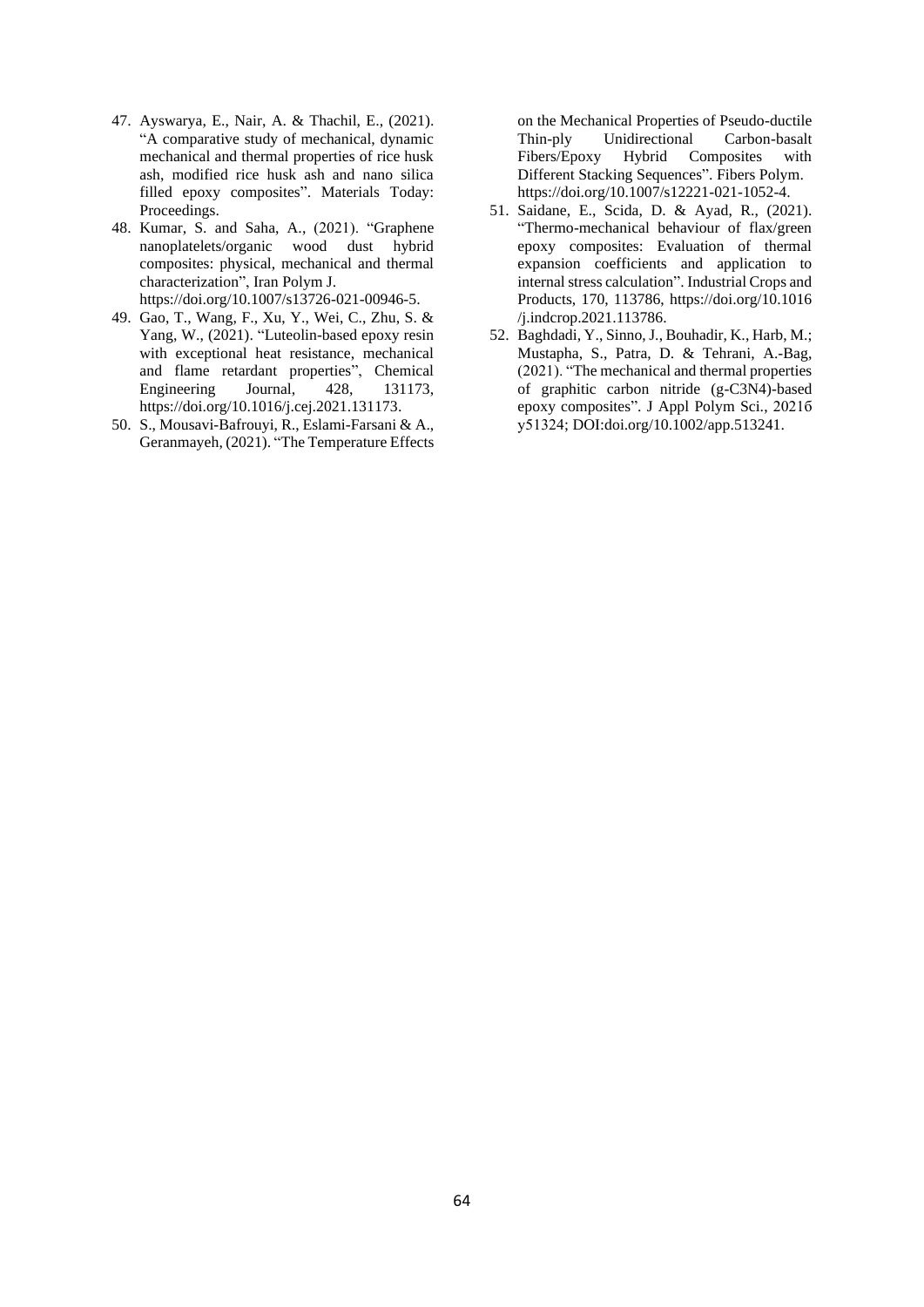47. Ayswarya, E., Nair, A. & Thachil, E., (2021). "A comparative study of mechanical, dynamic mechanical and thermal properties of rice husk ash, modified rice husk ash and nano silica filled epoxy composites". Materials Today: Proceedings.
48. Kumar, S. and Saha, A., (2021). "Graphene nanoplatelets/organic wood dust hybrid composites: physical, mechanical and thermal characterization", Iran Polym J. https://doi.org/10.1007/s13726-021-00946-5.
49. Gao, T., Wang, F., Xu, Y., Wei, C., Zhu, S. & Yang, W., (2021). "Luteolin-based epoxy resin with exceptional heat resistance, mechanical and flame retardant properties", Chemical Engineering Journal, 428, 131173, https://doi.org/10.1016/j.cej.2021.131173.
50. S., Mousavi-Bafrouyi, R., Eslami-Farsani & A., Geranmayeh, (2021). "The Temperature Effects on the Mechanical Properties of Pseudo-ductile Thin-ply Unidirectional Carbon-basalt Fibers/Epoxy Hybrid Composites with Different Stacking Sequences". Fibers Polym. https://doi.org/10.1007/s12221-021-1052-4.
51. Saidane, E., Scida, D. & Ayad, R., (2021). "Thermo-mechanical behaviour of flax/green epoxy composites: Evaluation of thermal expansion coefficients and application to internal stress calculation". Industrial Crops and Products, 170, 113786, https://doi.org/10.1016/j.indcrop.2021.113786.
52. Baghdadi, Y., Sinno, J., Bouhadir, K., Harb, M.; Mustapha, S., Patra, D. & Tehrani, A.-Bag, (2021). "The mechanical and thermal properties of graphitic carbon nitride (g-C3N4)-based epoxy composites". J Appl Polym Sci., 2021б у51324; DOI:doi.org/10.1002/app.513241.